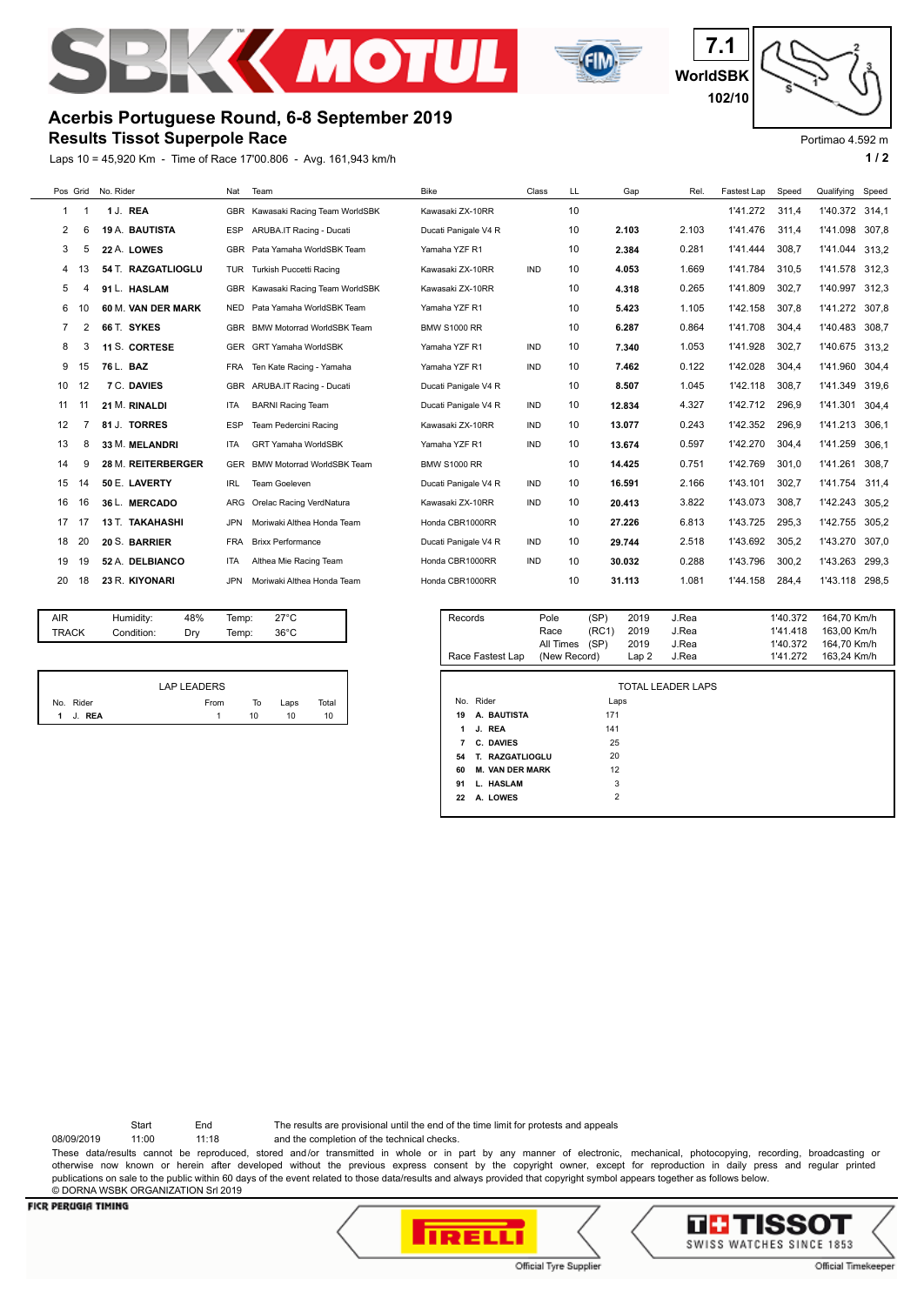# Acerbis Portuguese Round, 6-8 September 2019

## Results Tissot Superpole Race

7.1 WorldSBK 102/10

Portimao 4.592 m

Laps 10 = 45,920 Km - Time of Race 17'00.806 - Avg. 161,943 km/h

| Pos | Grid | No. Rider | Nat | Team | Bike | Class | LL | Gap | Rel. | Fastest Lap | Speed | Qualifying | Speed |
|---|---|---|---|---|---|---|---|---|---|---|---|---|---|
| 1 | 1 | 1 J. **REA** | GBR | Kawasaki Racing Team WorldSBK | Kawasaki ZX-10RR | | 10 | | | 1'41.272 | 311,4 | 1'40.372 | 314,1 |
| 2 | 6 | 19 A. **BAUTISTA** | ESP | ARUBA.IT Racing - Ducati | Ducati Panigale V4 R | | 10 | **2.103** | 2.103 | 1'41.476 | 311,4 | 1'41.098 | 307,8 |
| 3 | 5 | 22 A. **LOWES** | GBR | Pata Yamaha WorldSBK Team | Yamaha YZF R1 | | 10 | **2.384** | 0.281 | 1'41.444 | 308,7 | 1'41.044 | 313,2 |
| 4 | 13 | 54 T. **RAZGATLIOGLU** | TUR | Turkish Puccetti Racing | Kawasaki ZX-10RR | IND | 10 | **4.053** | 1.669 | 1'41.784 | 310,5 | 1'41.578 | 312,3 |
| 5 | 4 | 91 L. **HASLAM** | GBR | Kawasaki Racing Team WorldSBK | Kawasaki ZX-10RR | | 10 | **4.318** | 0.265 | 1'41.809 | 302,7 | 1'40.997 | 312,3 |
| 6 | 10 | 60 M. **VAN DER MARK** | NED | Pata Yamaha WorldSBK Team | Yamaha YZF R1 | | 10 | **5.423** | 1.105 | 1'42.158 | 307,8 | 1'41.272 | 307,8 |
| 7 | 2 | 66 T. **SYKES** | GBR | BMW Motorrad WorldSBK Team | BMW S1000 RR | | 10 | **6.287** | 0.864 | 1'41.708 | 304,4 | 1'40.483 | 308,7 |
| 8 | 3 | 11 S. **CORTESE** | GER | GRT Yamaha WorldSBK | Yamaha YZF R1 | IND | 10 | **7.340** | 1.053 | 1'41.928 | 302,7 | 1'40.675 | 313,2 |
| 9 | 15 | 76 L. **BAZ** | FRA | Ten Kate Racing - Yamaha | Yamaha YZF R1 | IND | 10 | **7.462** | 0.122 | 1'42.028 | 304,4 | 1'41.960 | 304,4 |
| 10 | 12 | 7 C. **DAVIES** | GBR | ARUBA.IT Racing - Ducati | Ducati Panigale V4 R | | 10 | **8.507** | 1.045 | 1'42.118 | 308,7 | 1'41.349 | 319,6 |
| 11 | 11 | 21 M. **RINALDI** | ITA | BARNI Racing Team | Ducati Panigale V4 R | IND | 10 | **12.834** | 4.327 | 1'42.712 | 296,9 | 1'41.301 | 304,4 |
| 12 | 7 | 81 J. **TORRES** | ESP | Team Pedercini Racing | Kawasaki ZX-10RR | IND | 10 | **13.077** | 0.243 | 1'42.352 | 296,9 | 1'41.213 | 306,1 |
| 13 | 8 | 33 M. **MELANDRI** | ITA | GRT Yamaha WorldSBK | Yamaha YZF R1 | IND | 10 | **13.674** | 0.597 | 1'42.270 | 304,4 | 1'41.259 | 306,1 |
| 14 | 9 | 28 M. **REITERBERGER** | GER | BMW Motorrad WorldSBK Team | BMW S1000 RR | | 10 | **14.425** | 0.751 | 1'42.769 | 301,0 | 1'41.261 | 308,7 |
| 15 | 14 | 50 E. **LAVERTY** | IRL | Team Goeleven | Ducati Panigale V4 R | IND | 10 | **16.591** | 2.166 | 1'43.101 | 302,7 | 1'41.754 | 311,4 |
| 16 | 16 | 36 L. **MERCADO** | ARG | Orelac Racing VerdNatura | Kawasaki ZX-10RR | IND | 10 | **20.413** | 3.822 | 1'43.073 | 308,7 | 1'42.243 | 305,2 |
| 17 | 17 | 13 T. **TAKAHASHI** | JPN | Moriwaki Althea Honda Team | Honda CBR1000RR | | 10 | **27.226** | 6.813 | 1'43.725 | 295,3 | 1'42.755 | 305,2 |
| 18 | 20 | 20 S. **BARRIER** | FRA | Brixx Performance | Ducati Panigale V4 R | IND | 10 | **29.744** | 2.518 | 1'43.692 | 305,2 | 1'43.270 | 307,0 |
| 19 | 19 | 52 A. **DELBIANCO** | ITA | Althea Mie Racing Team | Honda CBR1000RR | IND | 10 | **30.032** | 0.288 | 1'43.796 | 300,2 | 1'43.263 | 299,3 |
| 20 | 18 | 23 R. **KIYONARI** | JPN | Moriwaki Althea Honda Team | Honda CBR1000RR | | 10 | **31.113** | 1.081 | 1'44.158 | 284,4 | 1'43.118 | 298,5 |

| | | | | |
|---|---|---|---|---|
| AIR | Humidity: 48% | | Temp: | 27°C |
| TRACK | Condition: Dry | | Temp: | 36°C |

| Records | | | | | | |
|---|---|---|---|---|---|---|
| | Pole | (SP) | 2019 | J.Rea | 1'40.372 | 164,70 Km/h |
| | Race | (RC1) | 2019 | J.Rea | 1'41.418 | 163,00 Km/h |
| | All Times | (SP) | 2019 | J.Rea | 1'40.372 | 164,70 Km/h |
| Race Fastest Lap | (New Record) | | Lap 2 | J.Rea | 1'41.272 | 163,24 Km/h |

**LAP LEADERS**

| No. | Rider | From | To | Laps | Total |
|---|---|---|---|---|---|
| 1 | J. **REA** | 1 | 10 | 10 | 10 |

**TOTAL LEADER LAPS**

| No. | Rider | Laps |
|---|---|---|
| 19 | **A. BAUTISTA** | 171 |
| 1 | **J. REA** | 141 |
| 7 | **C. DAVIES** | 25 |
| 54 | **T. RAZGATLIOGLU** | 20 |
| 60 | **M. VAN DER MARK** | 12 |
| 91 | **L. HASLAM** | 3 |
| 22 | **A. LOWES** | 2 |

| | Start | End |
|---|---|---|
| 08/09/2019 | 11:00 | 11:18 |

The results are provisional until the end of the time limit for protests and appeals and the completion of the technical checks.

These data/results cannot be reproduced, stored and/or transmitted in whole or in part by any manner of electronic, mechanical, photocopying, recording, broadcasting or otherwise now known or herein after developed without the previous express consent by the copyright owner, except for reproduction in daily press and regular printed publications on sale to the public within 60 days of the event related to those data/results and always provided that copyright symbol appears together as follows below.

© DORNA WSBK ORGANIZATION Srl 2019

FICR PERUGIA TIMING

Official Tyre Supplier — Official Timekeeper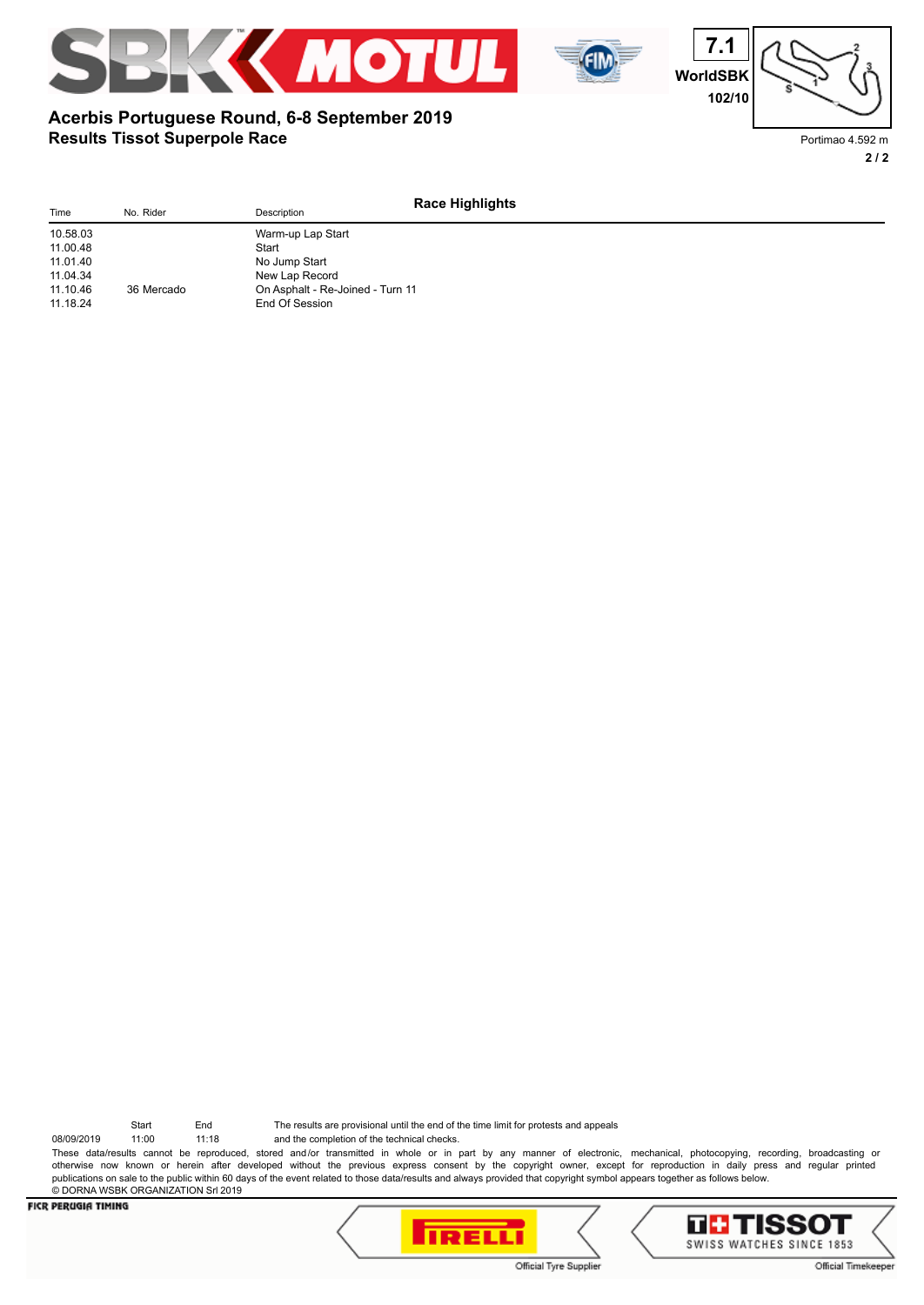SBK MOTUL

7.1

WorldSBK

102/10

## Acerbis Portuguese Round, 6-8 September 2019

### Results Tissot Superpole Race

Portimao 4.592 m

### Race Highlights

| Time | No. Rider | Description |
|---|---|---|
| 10.58.03 | | Warm-up Lap Start |
| 11.00.48 | | Start |
| 11.01.40 | | No Jump Start |
| 11.04.34 | | New Lap Record |
| 11.10.46 | 36 Mercado | On Asphalt - Re-Joined - Turn 11 |
| 11.18.24 | | End Of Session |

| | Start | End |
|---|---|---|
| 08/09/2019 | 11:00 | 11:18 |

The results are provisional until the end of the time limit for protests and appeals and the completion of the technical checks.

These data/results cannot be reproduced, stored and/or transmitted in whole or in part by any manner of electronic, mechanical, photocopying, recording, broadcasting or otherwise now known or herein after developed without the previous express consent by the copyright owner, except for reproduction in daily press and regular printed publications on sale to the public within 60 days of the event related to those data/results and always provided that copyright symbol appears together as follows below.

© DORNA WSBK ORGANIZATION Srl 2019

FICR PERUGIA TIMING

PIRELLI Official Tyre Supplier

TISSOT SWISS WATCHES SINCE 1853 Official Timekeeper